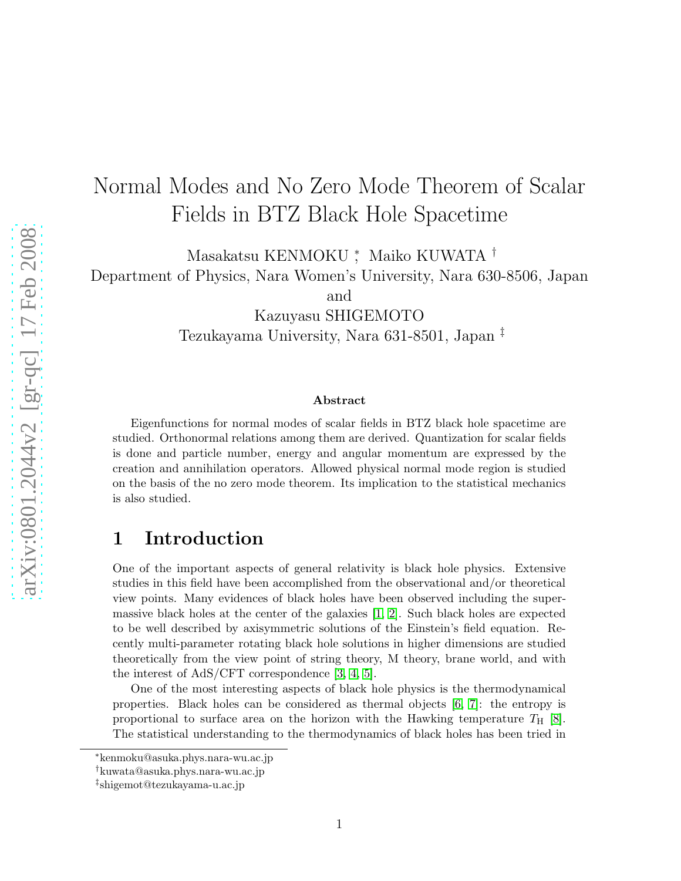# Normal Modes and No Zero Mode Theorem of Scalar Fields in BTZ Black Hole Spacetime

Masakatsu KENMOKU [*], Maiko KUWATA [†]
Department of Physics, Nara Women's University, Nara 630-8506, Japan
and
Kazuyasu SHIGEMOTO
Tezukayama University, Nara 631-8501, Japan [‡]

### Abstract

Eigenfunctions for normal modes of scalar fields in BTZ black hole spacetime are studied. Orthonormal relations among them are derived. Quantization for scalar fields is done and particle number, energy and angular momentum are expressed by the creation and annihilation operators. Allowed physical normal mode region is studied on the basis of the no zero mode theorem. Its implication to the statistical mechanics is also studied.

## 1 Introduction

One of the important aspects of general relativity is black hole physics. Extensive studies in this field have been accomplished from the observational and/or theoretical view points. Many evidences of black holes have been observed including the supermassive black holes at the center of the galaxies [1, 2]. Such black holes are expected to be well described by axisymmetric solutions of the Einstein's field equation. Recently multi-parameter rotating black hole solutions in higher dimensions are studied theoretically from the view point of string theory, M theory, brane world, and with the interest of AdS/CFT correspondence [3, 4, 5].

One of the most interesting aspects of black hole physics is the thermodynamical properties. Black holes can be considered as thermal objects [6, 7]: the entropy is proportional to surface area on the horizon with the Hawking temperature $T_{\mathrm{H}}$ [8]. The statistical understanding to the thermodynamics of black holes has been tried in

---

[*] kenmoku@asuka.phys.nara-wu.ac.jp
[†] kuwata@asuka.phys.nara-wu.ac.jp
[‡] shigemot@tezukayama-u.ac.jp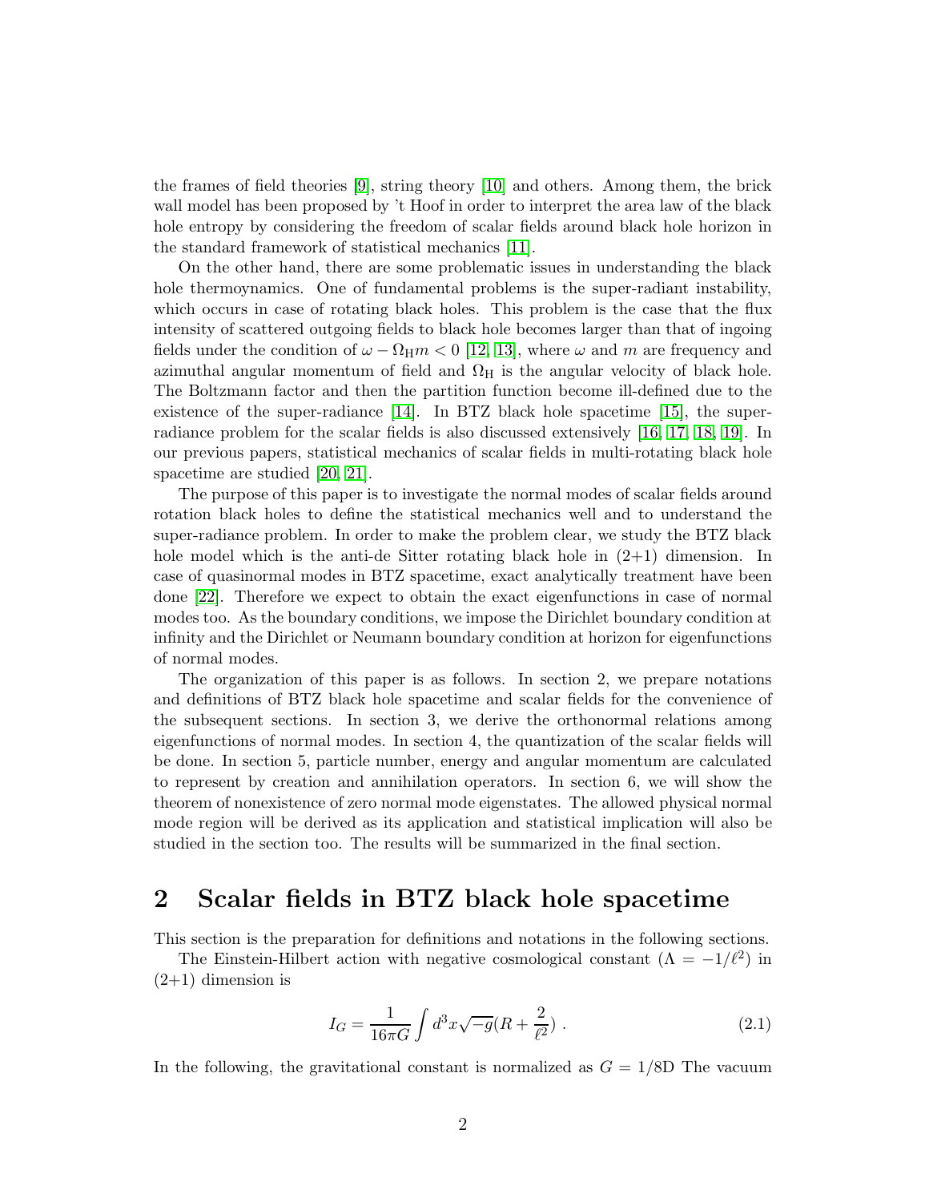the frames of field theories [9], string theory [10] and others. Among them, the brick wall model has been proposed by 't Hoof in order to interpret the area law of the black hole entropy by considering the freedom of scalar fields around black hole horizon in the standard framework of statistical mechanics [11].

On the other hand, there are some problematic issues in understanding the black hole thermoynamics. One of fundamental problems is the super-radiant instability, which occurs in case of rotating black holes. This problem is the case that the flux intensity of scattered outgoing fields to black hole becomes larger than that of ingoing fields under the condition of $\omega - \Omega_{\rm H} m < 0$ [12, 13], where $\omega$ and $m$ are frequency and azimuthal angular momentum of field and $\Omega_{\rm H}$ is the angular velocity of black hole. The Boltzmann factor and then the partition function become ill-defined due to the existence of the super-radiance [14]. In BTZ black hole spacetime [15], the super-radiance problem for the scalar fields is also discussed extensively [16, 17, 18, 19]. In our previous papers, statistical mechanics of scalar fields in multi-rotating black hole spacetime are studied [20, 21].

The purpose of this paper is to investigate the normal modes of scalar fields around rotation black holes to define the statistical mechanics well and to understand the super-radiance problem. In order to make the problem clear, we study the BTZ black hole model which is the anti-de Sitter rotating black hole in (2+1) dimension. In case of quasinormal modes in BTZ spacetime, exact analytically treatment have been done [22]. Therefore we expect to obtain the exact eigenfunctions in case of normal modes too. As the boundary conditions, we impose the Dirichlet boundary condition at infinity and the Dirichlet or Neumann boundary condition at horizon for eigenfunctions of normal modes.

The organization of this paper is as follows. In section 2, we prepare notations and definitions of BTZ black hole spacetime and scalar fields for the convenience of the subsequent sections. In section 3, we derive the orthonormal relations among eigenfunctions of normal modes. In section 4, the quantization of the scalar fields will be done. In section 5, particle number, energy and angular momentum are calculated to represent by creation and annihilation operators. In section 6, we will show the theorem of nonexistence of zero normal mode eigenstates. The allowed physical normal mode region will be derived as its application and statistical implication will also be studied in the section too. The results will be summarized in the final section.

## 2 Scalar fields in BTZ black hole spacetime

This section is the preparation for definitions and notations in the following sections.

The Einstein-Hilbert action with negative cosmological constant ($\Lambda = -1/\ell^2$) in (2+1) dimension is

$$I_G = \frac{1}{16\pi G}\int d^3x\sqrt{-g}(R + \frac{2}{\ell^2}) \ . \tag{2.1}$$

In the following, the gravitational constant is normalized as $G = 1/8$D The vacuum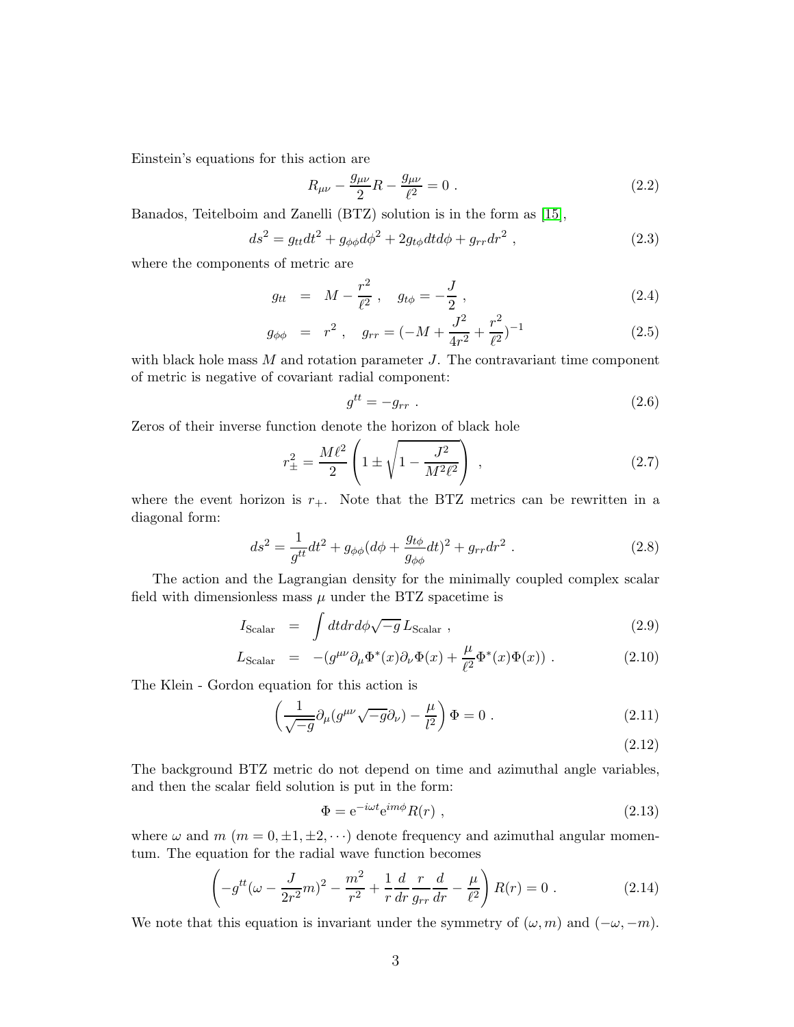Einstein's equations for this action are

$$R_{\mu\nu} - \frac{g_{\mu\nu}}{2}R - \frac{g_{\mu\nu}}{\ell^2} = 0 \ . \tag{2.2}$$

Banados, Teitelboim and Zanelli (BTZ) solution is in the form as [15],

$$ds^2 = g_{tt}dt^2 + g_{\phi\phi}d\phi^2 + 2g_{t\phi}dtd\phi + g_{rr}dr^2 \ , \tag{2.3}$$

where the components of metric are

$$g_{tt} = M - \frac{r^2}{\ell^2} \ , \quad g_{t\phi} = -\frac{J}{2} \ , \tag{2.4}$$

$$g_{\phi\phi} = r^2 \ , \quad g_{rr} = (-M + \frac{J^2}{4r^2} + \frac{r^2}{\ell^2})^{-1} \tag{2.5}$$

with black hole mass $M$ and rotation parameter $J$. The contravariant time component of metric is negative of covariant radial component:

$$g^{tt} = -g_{rr} \ . \tag{2.6}$$

Zeros of their inverse function denote the horizon of black hole

$$r_\pm^2 = \frac{M\ell^2}{2}\left(1 \pm \sqrt{1 - \frac{J^2}{M^2\ell^2}}\right) \ , \tag{2.7}$$

where the event horizon is $r_+$. Note that the BTZ metrics can be rewritten in a diagonal form:

$$ds^2 = \frac{1}{g^{tt}}dt^2 + g_{\phi\phi}(d\phi + \frac{g_{t\phi}}{g_{\phi\phi}}dt)^2 + g_{rr}dr^2 \ . \tag{2.8}$$

The action and the Lagrangian density for the minimally coupled complex scalar field with dimensionless mass $\mu$ under the BTZ spacetime is

$$I_{\rm Scalar} = \int dtdrd\phi\sqrt{-g}\, L_{\rm Scalar} \ , \tag{2.9}$$

$$L_{\rm Scalar} = -(g^{\mu\nu}\partial_\mu\Phi^*(x)\partial_\nu\Phi(x) + \frac{\mu}{\ell^2}\Phi^*(x)\Phi(x)) \ . \tag{2.10}$$

The Klein - Gordon equation for this action is

$$\left(\frac{1}{\sqrt{-g}}\partial_\mu(g^{\mu\nu}\sqrt{-g}\partial_\nu) - \frac{\mu}{l^2}\right)\Phi = 0 \ . \tag{2.11}$$

$$\tag{2.12}$$

The background BTZ metric do not depend on time and azimuthal angle variables, and then the scalar field solution is put in the form:

$$\Phi = \mathrm{e}^{-i\omega t}\mathrm{e}^{im\phi}R(r) \ , \tag{2.13}$$

where $\omega$ and $m$ ($m = 0, \pm1, \pm2, \cdots$) denote frequency and azimuthal angular momentum. The equation for the radial wave function becomes

$$\left(-g^{tt}(\omega - \frac{J}{2r^2}m)^2 - \frac{m^2}{r^2} + \frac{1}{r}\frac{d}{dr}\frac{r}{g_{rr}}\frac{d}{dr} - \frac{\mu}{\ell^2}\right)R(r) = 0 \ . \tag{2.14}$$

We note that this equation is invariant under the symmetry of $(\omega, m)$ and $(-\omega, -m)$.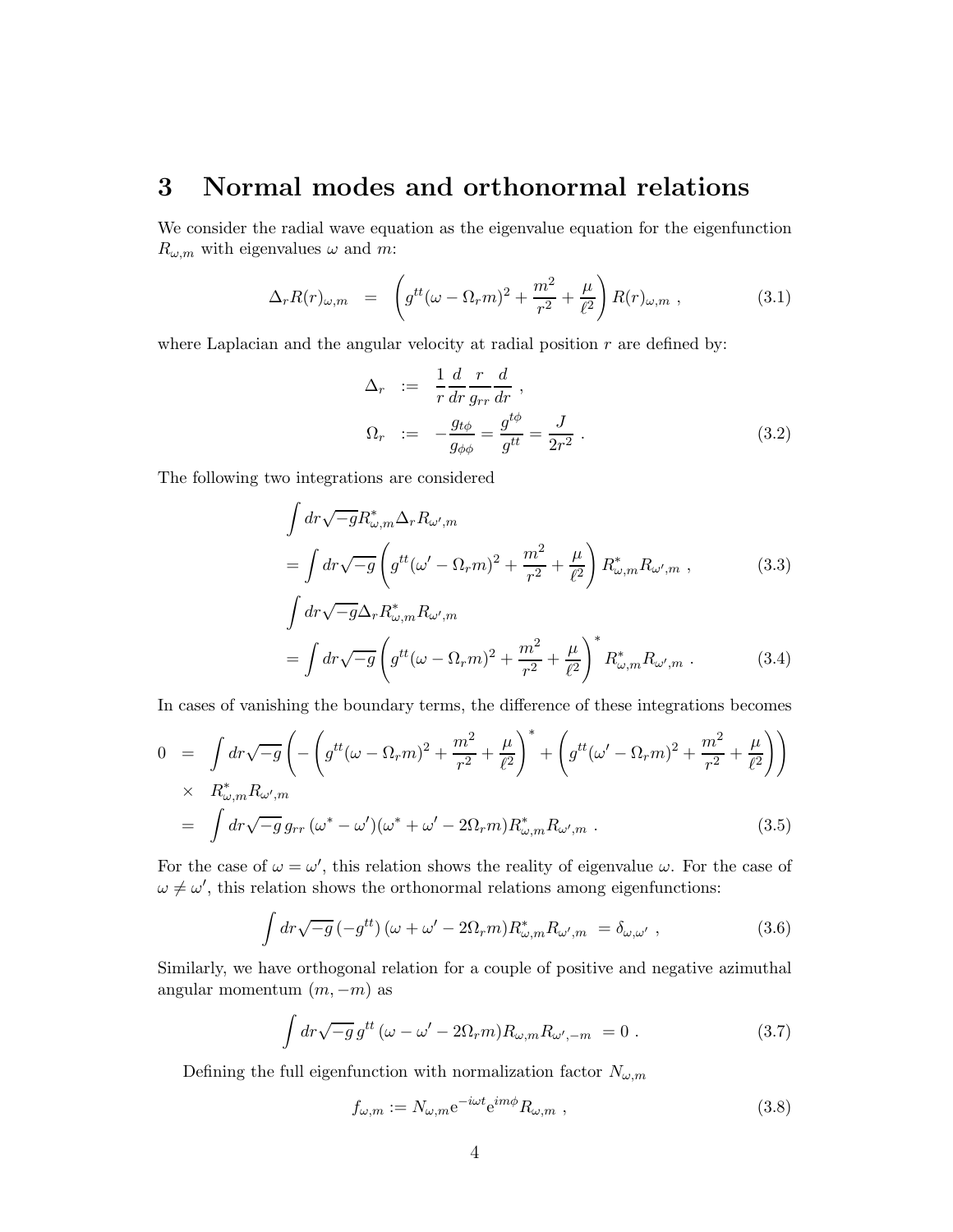# 3 Normal modes and orthonormal relations

We consider the radial wave equation as the eigenvalue equation for the eigenfunction $R_{\omega,m}$ with eigenvalues $\omega$ and $m$:

$$\Delta_r R(r)_{\omega,m} = \left( g^{tt}(\omega - \Omega_r m)^2 + \frac{m^2}{r^2} + \frac{\mu}{\ell^2} \right) R(r)_{\omega,m} \ , \tag{3.1}$$

where Laplacian and the angular velocity at radial position $r$ are defined by:

$$\begin{aligned} \Delta_r &:= \frac{1}{r}\frac{d}{dr}\frac{r}{g_{rr}}\frac{d}{dr} \ , \\ \Omega_r &:= -\frac{g_{t\phi}}{g_{\phi\phi}} = \frac{g^{t\phi}}{g^{tt}} = \frac{J}{2r^2} \ . \end{aligned} \tag{3.2}$$

The following two integrations are considered

$$\begin{aligned} &\int dr \sqrt{-g} R^*_{\omega,m} \Delta_r R_{\omega',m} \\ &= \int dr \sqrt{-g} \left( g^{tt}(\omega' - \Omega_r m)^2 + \frac{m^2}{r^2} + \frac{\mu}{\ell^2} \right) R^*_{\omega,m} R_{\omega',m} \ , \end{aligned} \tag{3.3}$$

$$\begin{aligned} &\int dr \sqrt{-g} \Delta_r R^*_{\omega,m} R_{\omega',m} \\ &= \int dr \sqrt{-g} \left( g^{tt}(\omega - \Omega_r m)^2 + \frac{m^2}{r^2} + \frac{\mu}{\ell^2} \right)^* R^*_{\omega,m} R_{\omega',m} \ . \end{aligned} \tag{3.4}$$

In cases of vanishing the boundary terms, the difference of these integrations becomes

$$\begin{aligned} 0 &= \int dr \sqrt{-g} \left( -\left( g^{tt}(\omega - \Omega_r m)^2 + \frac{m^2}{r^2} + \frac{\mu}{\ell^2} \right)^* + \left( g^{tt}(\omega' - \Omega_r m)^2 + \frac{m^2}{r^2} + \frac{\mu}{\ell^2} \right) \right) \\ &\quad \times R^*_{\omega,m} R_{\omega',m} \\ &= \int dr \sqrt{-g}\, g_{rr}\, (\omega^* - \omega')(\omega^* + \omega' - 2\Omega_r m) R^*_{\omega,m} R_{\omega',m} \ . \end{aligned} \tag{3.5}$$

For the case of $\omega = \omega'$, this relation shows the reality of eigenvalue $\omega$. For the case of $\omega \neq \omega'$, this relation shows the orthonormal relations among eigenfunctions:

$$\int dr \sqrt{-g}\, (-g^{tt})\, (\omega + \omega' - 2\Omega_r m) R^*_{\omega,m} R_{\omega',m} = \delta_{\omega,\omega'} \ , \tag{3.6}$$

Similarly, we have orthogonal relation for a couple of positive and negative azimuthal angular momentum $(m, -m)$ as

$$\int dr \sqrt{-g}\, g^{tt}\, (\omega - \omega' - 2\Omega_r m) R_{\omega,m} R_{\omega',-m} = 0 \ . \tag{3.7}$$

Defining the full eigenfunction with normalization factor $N_{\omega,m}$

$$f_{\omega,m} := N_{\omega,m} \mathrm{e}^{-i\omega t} \mathrm{e}^{im\phi} R_{\omega,m} \ , \tag{3.8}$$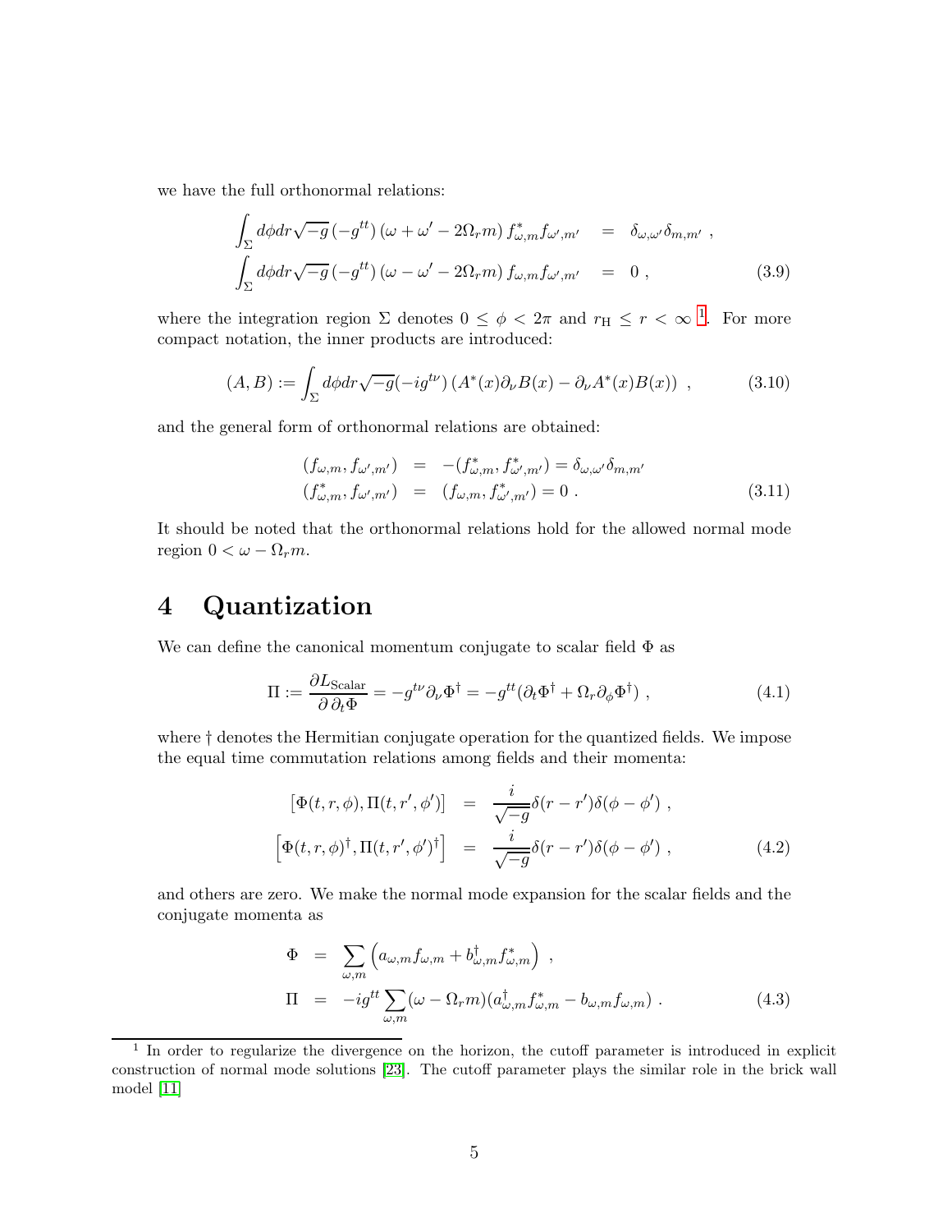we have the full orthonormal relations:

$$
\begin{aligned}
\int_\Sigma d\phi dr \sqrt{-g}\,(-g^{tt})\,(\omega+\omega'-2\Omega_r m)\, f^*_{\omega,m} f_{\omega',m'} &= \delta_{\omega,\omega'}\delta_{m,m'}\ , \\
\int_\Sigma d\phi dr \sqrt{-g}\,(-g^{tt})\,(\omega-\omega'-2\Omega_r m)\, f_{\omega,m} f_{\omega',m'} &= 0\ ,
\end{aligned}
\tag{3.9}
$$

where the integration region $\Sigma$ denotes $0 \le \phi < 2\pi$ and $r_{\rm H} \le r < \infty$ [1]. For more compact notation, the inner products are introduced:

$$
(A, B) := \int_\Sigma d\phi dr \sqrt{-g}(-ig^{t\nu})\left(A^*(x)\partial_\nu B(x) - \partial_\nu A^*(x) B(x)\right)\ , \tag{3.10}
$$

and the general form of orthonormal relations are obtained:

$$
\begin{aligned}
(f_{\omega,m}, f_{\omega',m'}) &= -(f^*_{\omega,m}, f^*_{\omega',m'}) = \delta_{\omega,\omega'}\delta_{m,m'} \\
(f^*_{\omega,m}, f_{\omega',m'}) &= (f_{\omega,m}, f^*_{\omega',m'}) = 0\ .
\end{aligned}
\tag{3.11}
$$

It should be noted that the orthonormal relations hold for the allowed normal mode region $0 < \omega - \Omega_r m$.

# 4 Quantization

We can define the canonical momentum conjugate to scalar field $\Phi$ as

$$
\Pi := \frac{\partial L_{\rm Scalar}}{\partial\, \partial_t \Phi} = -g^{t\nu}\partial_\nu \Phi^\dagger = -g^{tt}(\partial_t \Phi^\dagger + \Omega_r \partial_\phi \Phi^\dagger)\ , \tag{4.1}
$$

where $\dagger$ denotes the Hermitian conjugate operation for the quantized fields. We impose the equal time commutation relations among fields and their momenta:

$$
\begin{aligned}
\left[\Phi(t,r,\phi), \Pi(t,r',\phi')\right] &= \frac{i}{\sqrt{-g}}\delta(r-r')\delta(\phi-\phi')\ , \\
\left[\Phi(t,r,\phi)^\dagger, \Pi(t,r',\phi')^\dagger\right] &= \frac{i}{\sqrt{-g}}\delta(r-r')\delta(\phi-\phi')\ ,
\end{aligned}
\tag{4.2}
$$

and others are zero. We make the normal mode expansion for the scalar fields and the conjugate momenta as

$$
\begin{aligned}
\Phi &= \sum_{\omega,m}\left(a_{\omega,m} f_{\omega,m} + b^\dagger_{\omega,m} f^*_{\omega,m}\right)\ , \\
\Pi &= -ig^{tt}\sum_{\omega,m}(\omega - \Omega_r m)(a^\dagger_{\omega,m} f^*_{\omega,m} - b_{\omega,m} f_{\omega,m})\ .
\end{aligned}
\tag{4.3}
$$

[1] In order to regularize the divergence on the horizon, the cutoff parameter is introduced in explicit construction of normal mode solutions [23]. The cutoff parameter plays the similar role in the brick wall model [11]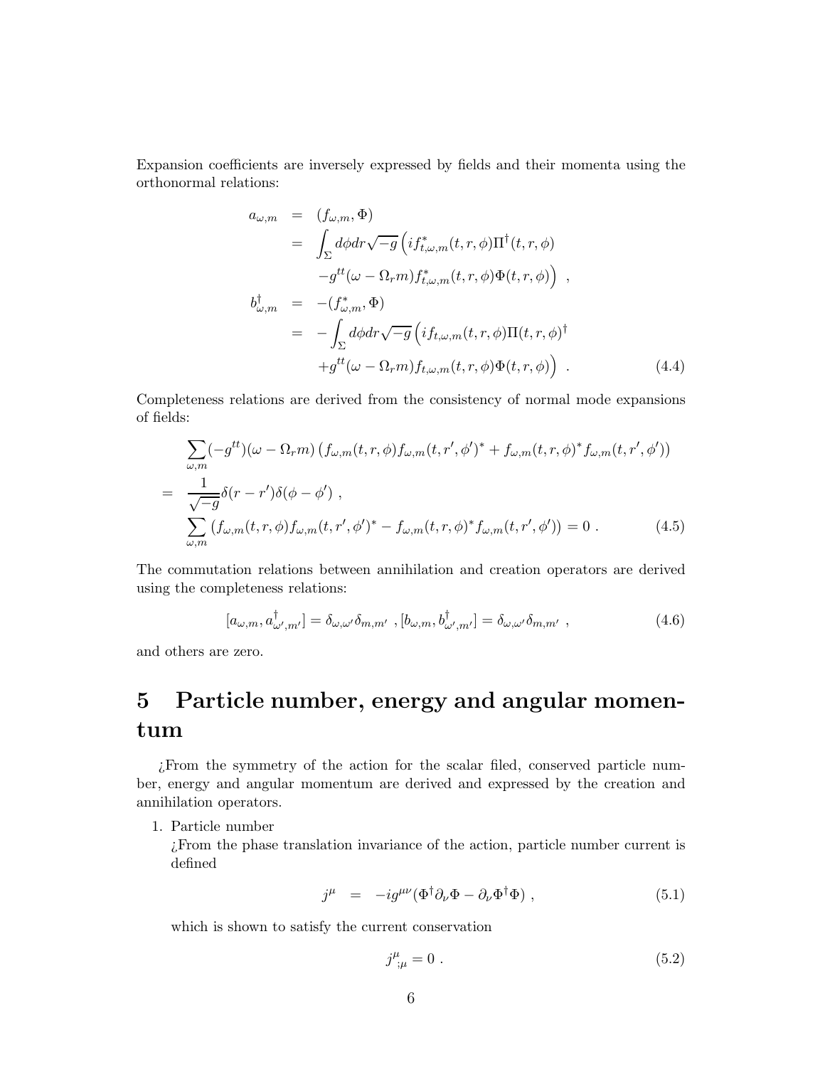Expansion coefficients are inversely expressed by fields and their momenta using the orthonormal relations:

$$
\begin{aligned}
a_{\omega,m} &= (f_{\omega,m}, \Phi) \\
&= \int_\Sigma d\phi dr \sqrt{-g} \Big( i f^*_{t,\omega,m}(t,r,\phi) \Pi^\dagger(t,r,\phi) \\
&\quad - g^{tt}(\omega - \Omega_r m) f^*_{t,\omega,m}(t,r,\phi) \Phi(t,r,\phi) \Big) \ , \\
b^\dagger_{\omega,m} &= -(f^*_{\omega,m}, \Phi) \\
&= -\int_\Sigma d\phi dr \sqrt{-g} \Big( i f_{t,\omega,m}(t,r,\phi) \Pi(t,r,\phi)^\dagger \\
&\quad + g^{tt}(\omega - \Omega_r m) f_{t,\omega,m}(t,r,\phi) \Phi(t,r,\phi) \Big) \ . 
\end{aligned}
\tag{4.4}
$$

Completeness relations are derived from the consistency of normal mode expansions of fields:

$$
\begin{aligned}
& \sum_{\omega,m} (-g^{tt})(\omega - \Omega_r m) \left( f_{\omega,m}(t,r,\phi) f_{\omega,m}(t,r',\phi')^* + f_{\omega,m}(t,r,\phi)^* f_{\omega,m}(t,r',\phi') \right) \\
= \ & \frac{1}{\sqrt{-g}} \delta(r - r') \delta(\phi - \phi') \ , \\
& \sum_{\omega,m} \left( f_{\omega,m}(t,r,\phi) f_{\omega,m}(t,r',\phi')^* - f_{\omega,m}(t,r,\phi)^* f_{\omega,m}(t,r',\phi') \right) = 0 \ .
\end{aligned}
\tag{4.5}
$$

The commutation relations between annihilation and creation operators are derived using the completeness relations:

$$
[a_{\omega,m}, a^\dagger_{\omega',m'}] = \delta_{\omega,\omega'} \delta_{m,m'} \ , [b_{\omega,m}, b^\dagger_{\omega',m'}] = \delta_{\omega,\omega'} \delta_{m,m'} \ , \tag{4.6}
$$

and others are zero.

# 5 Particle number, energy and angular momentum

¿From the symmetry of the action for the scalar filed, conserved particle number, energy and angular momentum are derived and expressed by the creation and annihilation operators.

1. Particle number

   ¿From the phase translation invariance of the action, particle number current is defined

$$
j^\mu = -i g^{\mu\nu} (\Phi^\dagger \partial_\nu \Phi - \partial_\nu \Phi^\dagger \Phi) \ , \tag{5.1}
$$

   which is shown to satisfy the current conservation

$$
j^\mu_{;\mu} = 0 \ . \tag{5.2}
$$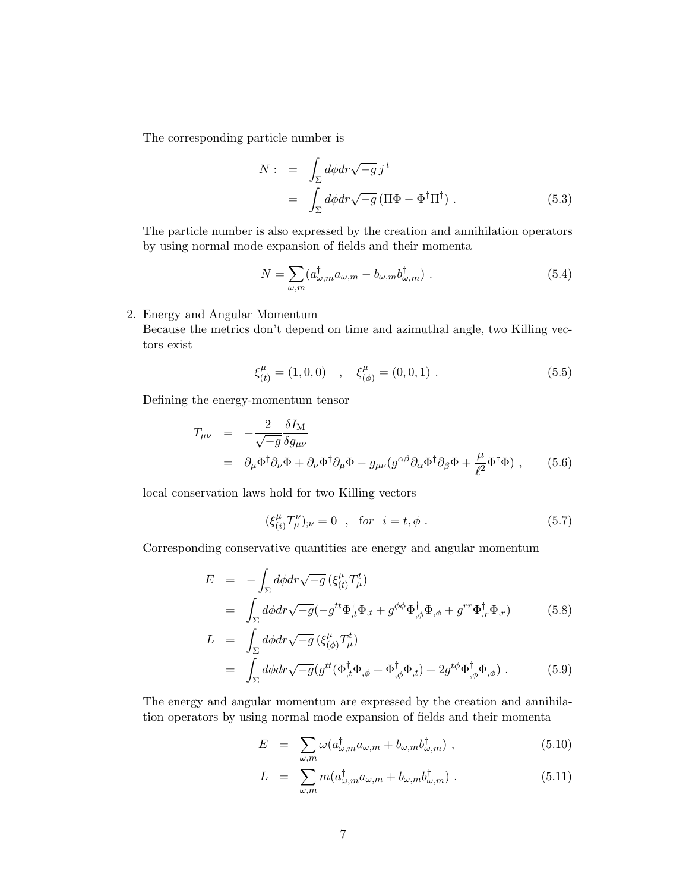The corresponding particle number is

$$
\begin{aligned}
N := & \int_\Sigma d\phi dr \sqrt{-g}\, j^{\,t} \\
= & \int_\Sigma d\phi dr \sqrt{-g}\, (\Pi\Phi - \Phi^\dagger \Pi^\dagger) \ . \qquad (5.3)
\end{aligned}
$$

The particle number is also expressed by the creation and annihilation operators by using normal mode expansion of fields and their momenta

$$
N = \sum_{\omega,m} (a^\dagger_{\omega,m} a_{\omega,m} - b_{\omega,m} b^\dagger_{\omega,m}) \ . \qquad (5.4)
$$

2. Energy and Angular Momentum
   Because the metrics don't depend on time and azimuthal angle, two Killing vectors exist

$$
\xi^\mu_{(t)} = (1, 0, 0) \quad , \quad \xi^\mu_{(\phi)} = (0, 0, 1) \ . \qquad (5.5)
$$

Defining the energy-momentum tensor

$$
\begin{aligned}
T_{\mu\nu} &= -\frac{2}{\sqrt{-g}} \frac{\delta I_{\rm M}}{\delta g_{\mu\nu}} \\
&= \partial_\mu \Phi^\dagger \partial_\nu \Phi + \partial_\nu \Phi^\dagger \partial_\mu \Phi - g_{\mu\nu} (g^{\alpha\beta} \partial_\alpha \Phi^\dagger \partial_\beta \Phi + \frac{\mu}{\ell^2} \Phi^\dagger \Phi) \ , \qquad (5.6)
\end{aligned}
$$

local conservation laws hold for two Killing vectors

$$
(\xi^\mu_{(i)} T^\nu_\mu)_{;\nu} = 0 \quad , \quad \text{for} \quad i = t, \phi \ . \qquad (5.7)
$$

Corresponding conservative quantities are energy and angular momentum

$$
\begin{aligned}
E &= -\int_\Sigma d\phi dr \sqrt{-g}\, (\xi^\mu_{(t)} T^t_\mu) \\
&= \int_\Sigma d\phi dr \sqrt{-g} (-g^{tt} \Phi^\dagger_{,t} \Phi_{,t} + g^{\phi\phi} \Phi^\dagger_{,\phi} \Phi_{,\phi} + g^{rr} \Phi^\dagger_{,r} \Phi_{,r}) \qquad (5.8) \\
L &= \int_\Sigma d\phi dr \sqrt{-g}\, (\xi^\mu_{(\phi)} T^t_\mu) \\
&= \int_\Sigma d\phi dr \sqrt{-g} (g^{tt} (\Phi^\dagger_{,t} \Phi_{,\phi} + \Phi^\dagger_{,\phi} \Phi_{,t}) + 2 g^{t\phi} \Phi^\dagger_{,\phi} \Phi_{,\phi}) \ . \qquad (5.9)
\end{aligned}
$$

The energy and angular momentum are expressed by the creation and annihilation operators by using normal mode expansion of fields and their momenta

$$
\begin{aligned}
E &= \sum_{\omega,m} \omega (a^\dagger_{\omega,m} a_{\omega,m} + b_{\omega,m} b^\dagger_{\omega,m}) \ , \qquad (5.10) \\
L &= \sum_{\omega,m} m (a^\dagger_{\omega,m} a_{\omega,m} + b_{\omega,m} b^\dagger_{\omega,m}) \ . \qquad (5.11)
\end{aligned}
$$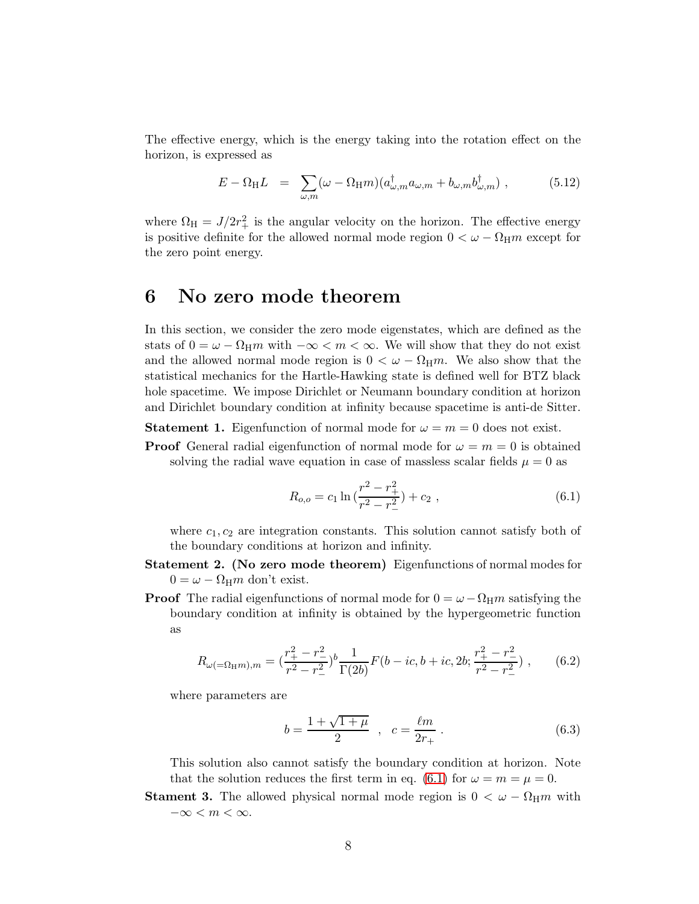The effective energy, which is the energy taking into the rotation effect on the horizon, is expressed as

$$E - \Omega_{\rm H} L \;\; = \;\; \sum_{\omega,m} (\omega - \Omega_{\rm H} m)(a^{\dagger}_{\omega,m} a_{\omega,m} + b_{\omega,m} b^{\dagger}_{\omega,m}) \; , \tag{5.12}$$

where $\Omega_{\rm H} = J/2r_{+}^{2}$ is the angular velocity on the horizon. The effective energy is positive definite for the allowed normal mode region $0 < \omega - \Omega_{\rm H} m$ except for the zero point energy.

# 6 No zero mode theorem

In this section, we consider the zero mode eigenstates, which are defined as the stats of $0 = \omega - \Omega_{\rm H} m$ with $-\infty < m < \infty$. We will show that they do not exist and the allowed normal mode region is $0 < \omega - \Omega_{\rm H} m$. We also show that the statistical mechanics for the Hartle-Hawking state is defined well for BTZ black hole spacetime. We impose Dirichlet or Neumann boundary condition at horizon and Dirichlet boundary condition at infinity because spacetime is anti-de Sitter.

**Statement 1.** Eigenfunction of normal mode for $\omega = m = 0$ does not exist.

**Proof** General radial eigenfunction of normal mode for $\omega = m = 0$ is obtained solving the radial wave equation in case of massless scalar fields $\mu = 0$ as

$$R_{o,o} = c_1 \ln \left(\frac{r^2 - r_{+}^2}{r^2 - r_{-}^2}\right) + c_2 \; , \tag{6.1}$$

where $c_1, c_2$ are integration constants. This solution cannot satisfy both of the boundary conditions at horizon and infinity.

**Statement 2. (No zero mode theorem)** Eigenfunctions of normal modes for $0 = \omega - \Omega_{\rm H} m$ don't exist.

**Proof** The radial eigenfunctions of normal mode for $0 = \omega - \Omega_{\rm H} m$ satisfying the boundary condition at infinity is obtained by the hypergeometric function as

$$R_{\omega(=\Omega_{\rm H} m),m} = \left(\frac{r_{+}^2 - r_{-}^2}{r^2 - r_{-}^2}\right)^{b} \frac{1}{\Gamma(2b)} F(b - ic, b + ic, 2b; \frac{r_{+}^2 - r_{-}^2}{r^2 - r_{-}^2}) \; , \tag{6.2}$$

where parameters are

$$b = \frac{1 + \sqrt{1 + \mu}}{2} \quad , \quad c = \frac{\ell m}{2r_{+}} \; . \tag{6.3}$$

This solution also cannot satisfy the boundary condition at horizon. Note that the solution reduces the first term in eq. (6.1) for $\omega = m = \mu = 0$.

**Stament 3.** The allowed physical normal mode region is $0 < \omega - \Omega_{\rm H} m$ with $-\infty < m < \infty$.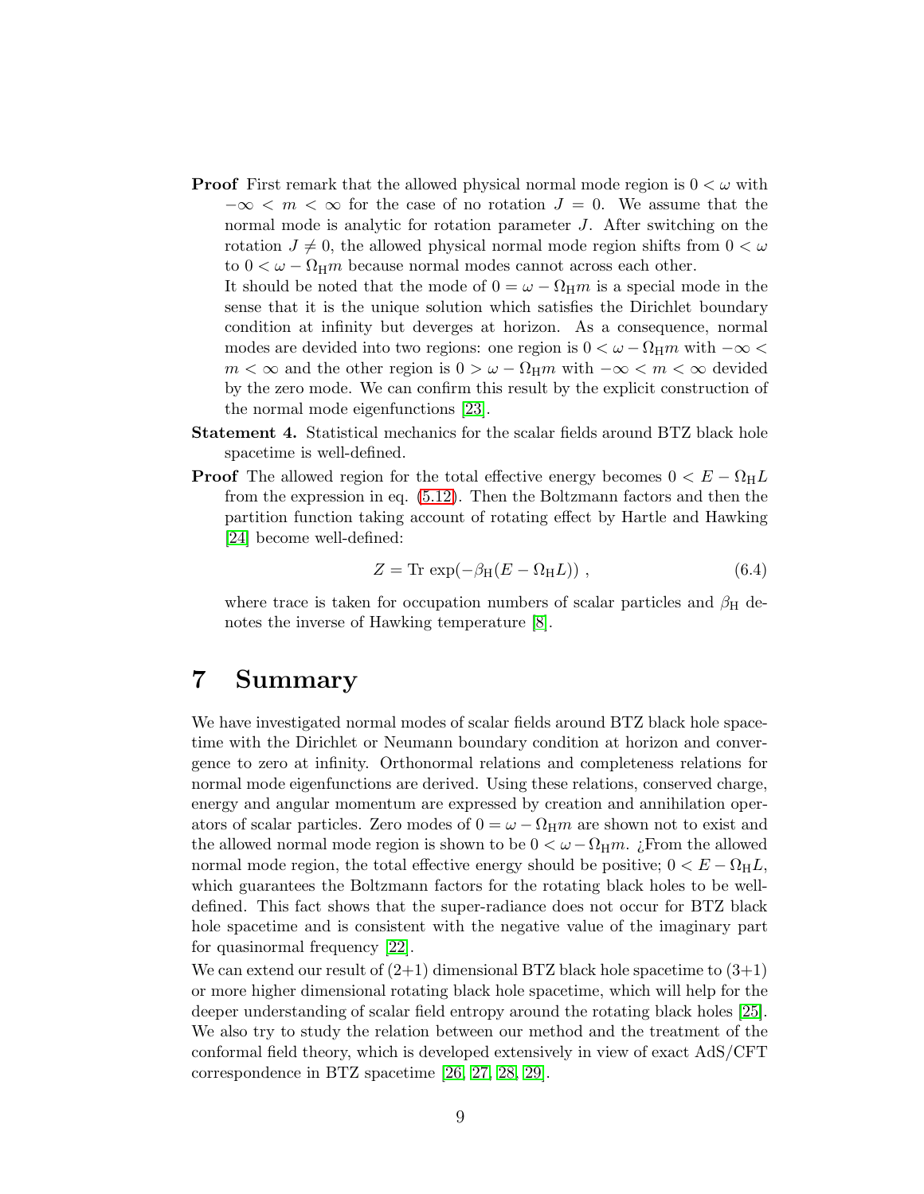**Proof** First remark that the allowed physical normal mode region is $0 < \omega$ with $-\infty < m < \infty$ for the case of no rotation $J = 0$. We assume that the normal mode is analytic for rotation parameter $J$. After switching on the rotation $J \neq 0$, the allowed physical normal mode region shifts from $0 < \omega$ to $0 < \omega - \Omega_{\mathrm{H}} m$ because normal modes cannot across each other.

It should be noted that the mode of $0 = \omega - \Omega_{\mathrm{H}} m$ is a special mode in the sense that it is the unique solution which satisfies the Dirichlet boundary condition at infinity but deverges at horizon. As a consequence, normal modes are devided into two regions: one region is $0 < \omega - \Omega_{\mathrm{H}} m$ with $-\infty < m < \infty$ and the other region is $0 > \omega - \Omega_{\mathrm{H}} m$ with $-\infty < m < \infty$ devided by the zero mode. We can confirm this result by the explicit construction of the normal mode eigenfunctions [23].

**Statement 4.** Statistical mechanics for the scalar fields around BTZ black hole spacetime is well-defined.

**Proof** The allowed region for the total effective energy becomes $0 < E - \Omega_{\mathrm{H}} L$ from the expression in eq. (5.12). Then the Boltzmann factors and then the partition function taking account of rotating effect by Hartle and Hawking [24] become well-defined:

$$Z = \mathrm{Tr}\, \exp(-\beta_{\mathrm{H}}(E - \Omega_{\mathrm{H}} L)) \,, \tag{6.4}$$

where trace is taken for occupation numbers of scalar particles and $\beta_{\mathrm{H}}$ denotes the inverse of Hawking temperature [8].

# 7 Summary

We have investigated normal modes of scalar fields around BTZ black hole spacetime with the Dirichlet or Neumann boundary condition at horizon and convergence to zero at infinity. Orthonormal relations and completeness relations for normal mode eigenfunctions are derived. Using these relations, conserved charge, energy and angular momentum are expressed by creation and annihilation operators of scalar particles. Zero modes of $0 = \omega - \Omega_{\mathrm{H}} m$ are shown not to exist and the allowed normal mode region is shown to be $0 < \omega - \Omega_{\mathrm{H}} m$. ¿From the allowed normal mode region, the total effective energy should be positive; $0 < E - \Omega_{\mathrm{H}} L$, which guarantees the Boltzmann factors for the rotating black holes to be well-defined. This fact shows that the super-radiance does not occur for BTZ black hole spacetime and is consistent with the negative value of the imaginary part for quasinormal frequency [22].

We can extend our result of (2+1) dimensional BTZ black hole spacetime to (3+1) or more higher dimensional rotating black hole spacetime, which will help for the deeper understanding of scalar field entropy around the rotating black holes [25]. We also try to study the relation between our method and the treatment of the conformal field theory, which is developed extensively in view of exact AdS/CFT correspondence in BTZ spacetime [26, 27, 28, 29].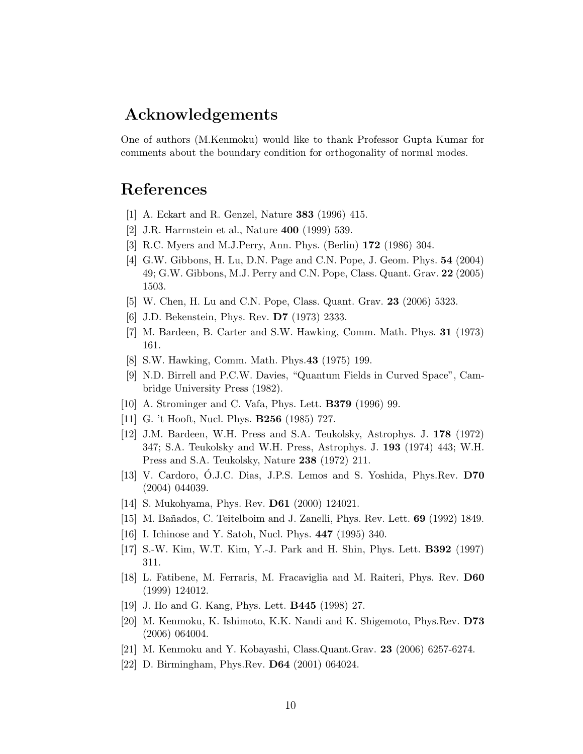## Acknowledgements

One of authors (M.Kenmoku) would like to thank Professor Gupta Kumar for comments about the boundary condition for orthogonality of normal modes.

## References

[1] A. Eckart and R. Genzel, Nature **383** (1996) 415.

[2] J.R. Harrnstein et al., Nature **400** (1999) 539.

[3] R.C. Myers and M.J.Perry, Ann. Phys. (Berlin) **172** (1986) 304.

[4] G.W. Gibbons, H. Lu, D.N. Page and C.N. Pope, J. Geom. Phys. **54** (2004) 49; G.W. Gibbons, M.J. Perry and C.N. Pope, Class. Quant. Grav. **22** (2005) 1503.

[5] W. Chen, H. Lu and C.N. Pope, Class. Quant. Grav. **23** (2006) 5323.

[6] J.D. Bekenstein, Phys. Rev. **D7** (1973) 2333.

[7] M. Bardeen, B. Carter and S.W. Hawking, Comm. Math. Phys. **31** (1973) 161.

[8] S.W. Hawking, Comm. Math. Phys.**43** (1975) 199.

[9] N.D. Birrell and P.C.W. Davies, "Quantum Fields in Curved Space", Cambridge University Press (1982).

[10] A. Strominger and C. Vafa, Phys. Lett. **B379** (1996) 99.

[11] G. 't Hooft, Nucl. Phys. **B256** (1985) 727.

[12] J.M. Bardeen, W.H. Press and S.A. Teukolsky, Astrophys. J. **178** (1972) 347; S.A. Teukolsky and W.H. Press, Astrophys. J. **193** (1974) 443; W.H. Press and S.A. Teukolsky, Nature **238** (1972) 211.

[13] V. Cardoro, Ó.J.C. Dias, J.P.S. Lemos and S. Yoshida, Phys.Rev. **D70** (2004) 044039.

[14] S. Mukohyama, Phys. Rev. **D61** (2000) 124021.

[15] M. Bañados, C. Teitelboim and J. Zanelli, Phys. Rev. Lett. **69** (1992) 1849.

[16] I. Ichinose and Y. Satoh, Nucl. Phys. **447** (1995) 340.

[17] S.-W. Kim, W.T. Kim, Y.-J. Park and H. Shin, Phys. Lett. **B392** (1997) 311.

[18] L. Fatibene, M. Ferraris, M. Fracaviglia and M. Raiteri, Phys. Rev. **D60** (1999) 124012.

[19] J. Ho and G. Kang, Phys. Lett. **B445** (1998) 27.

[20] M. Kenmoku, K. Ishimoto, K.K. Nandi and K. Shigemoto, Phys.Rev. **D73** (2006) 064004.

[21] M. Kenmoku and Y. Kobayashi, Class.Quant.Grav. **23** (2006) 6257-6274.

[22] D. Birmingham, Phys.Rev. **D64** (2001) 064024.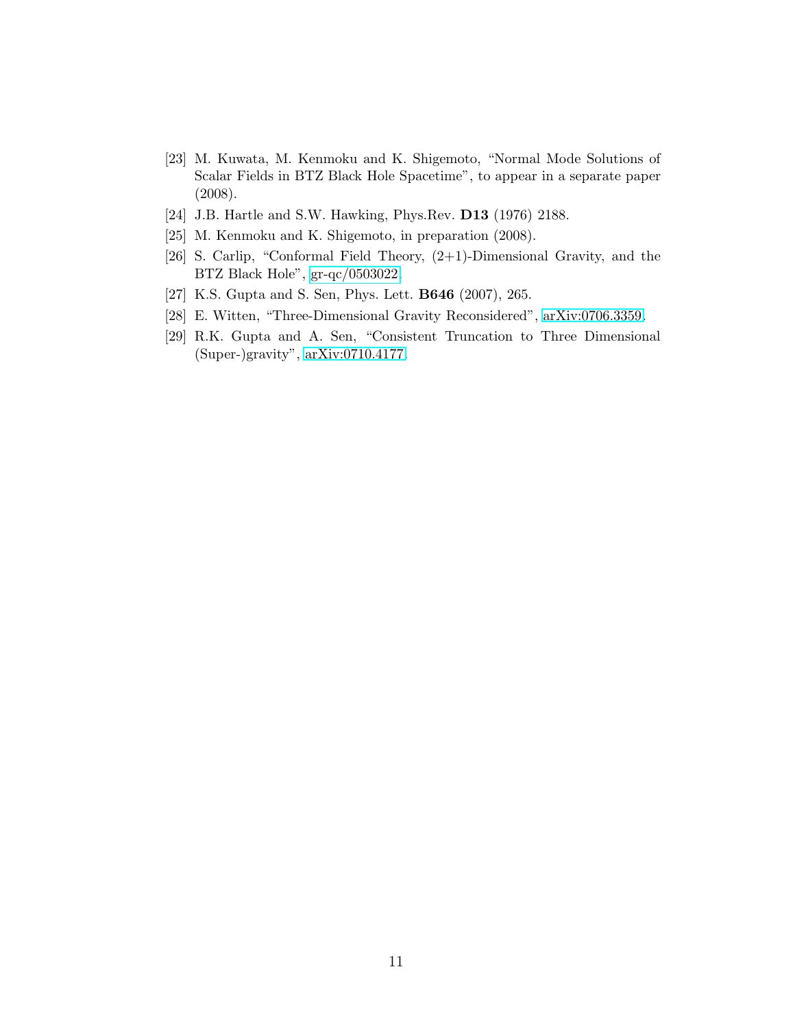[23] M. Kuwata, M. Kenmoku and K. Shigemoto, "Normal Mode Solutions of Scalar Fields in BTZ Black Hole Spacetime", to appear in a separate paper (2008).

[24] J.B. Hartle and S.W. Hawking, Phys.Rev. **D13** (1976) 2188.

[25] M. Kenmoku and K. Shigemoto, in preparation (2008).

[26] S. Carlip, "Conformal Field Theory, (2+1)-Dimensional Gravity, and the BTZ Black Hole", gr-qc/0503022.

[27] K.S. Gupta and S. Sen, Phys. Lett. **B646** (2007), 265.

[28] E. Witten, "Three-Dimensional Gravity Reconsidered", arXiv:0706.3359.

[29] R.K. Gupta and A. Sen, "Consistent Truncation to Three Dimensional (Super-)gravity", arXiv:0710.4177.